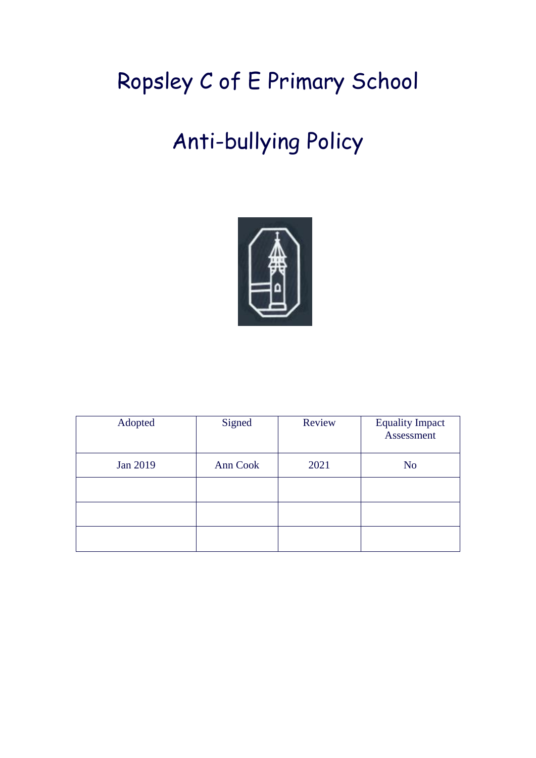# Ropsley C of E Primary School

# Anti-bullying Policy

| Adopted | Signed | Review | Equality Impact Assessment |
|---|---|---|---|
| Jan 2019 | Ann Cook | 2021 | No |
| | | | |
| | | | |
| | | | |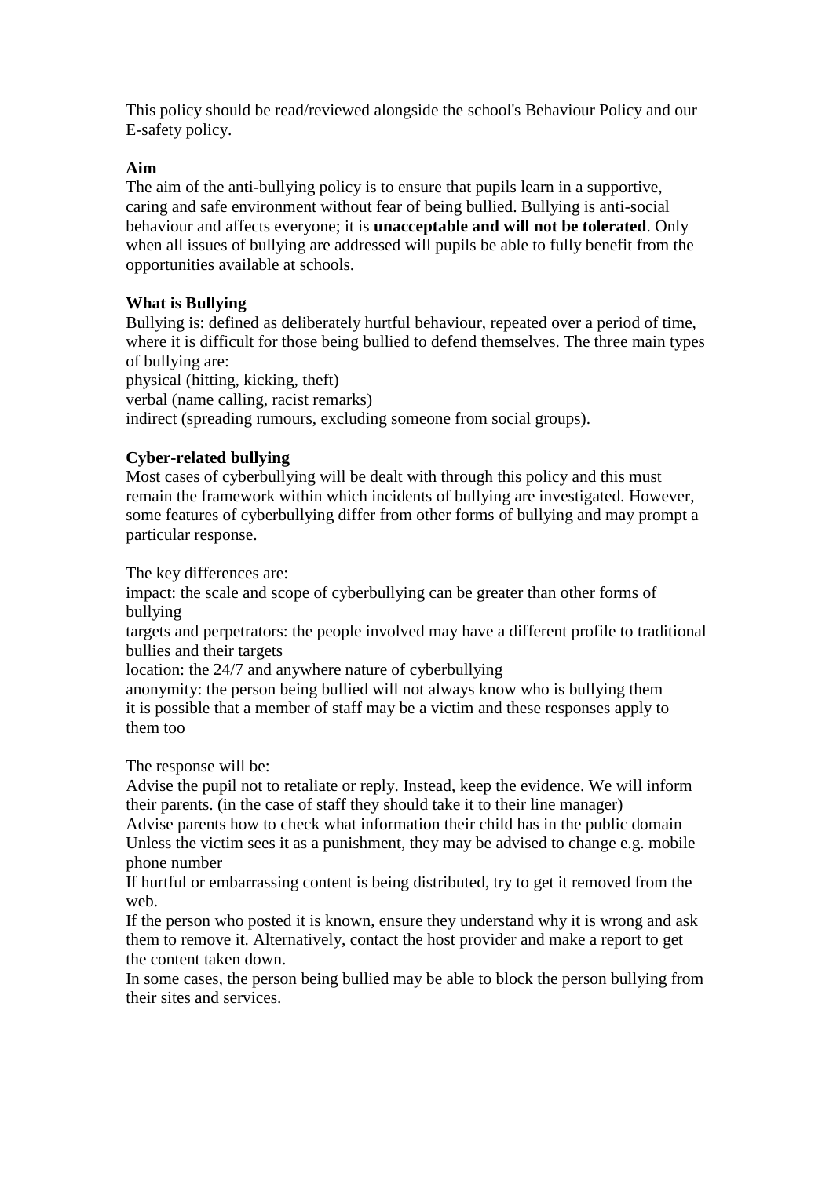This policy should be read/reviewed alongside the school's Behaviour Policy and our E-safety policy.

**Aim**
The aim of the anti-bullying policy is to ensure that pupils learn in a supportive, caring and safe environment without fear of being bullied. Bullying is anti-social behaviour and affects everyone; it is **unacceptable and will not be tolerated**. Only when all issues of bullying are addressed will pupils be able to fully benefit from the opportunities available at schools.

**What is Bullying**
Bullying is: defined as deliberately hurtful behaviour, repeated over a period of time, where it is difficult for those being bullied to defend themselves. The three main types of bullying are:
physical (hitting, kicking, theft)
verbal (name calling, racist remarks)
indirect (spreading rumours, excluding someone from social groups).

**Cyber-related bullying**
Most cases of cyberbullying will be dealt with through this policy and this must remain the framework within which incidents of bullying are investigated. However, some features of cyberbullying differ from other forms of bullying and may prompt a particular response.

The key differences are:
impact: the scale and scope of cyberbullying can be greater than other forms of bullying
targets and perpetrators: the people involved may have a different profile to traditional bullies and their targets
location: the 24/7 and anywhere nature of cyberbullying
anonymity: the person being bullied will not always know who is bullying them
it is possible that a member of staff may be a victim and these responses apply to them too

The response will be:
Advise the pupil not to retaliate or reply. Instead, keep the evidence. We will inform their parents. (in the case of staff they should take it to their line manager)
Advise parents how to check what information their child has in the public domain
Unless the victim sees it as a punishment, they may be advised to change e.g. mobile phone number
If hurtful or embarrassing content is being distributed, try to get it removed from the web.
If the person who posted it is known, ensure they understand why it is wrong and ask them to remove it. Alternatively, contact the host provider and make a report to get the content taken down.
In some cases, the person being bullied may be able to block the person bullying from their sites and services.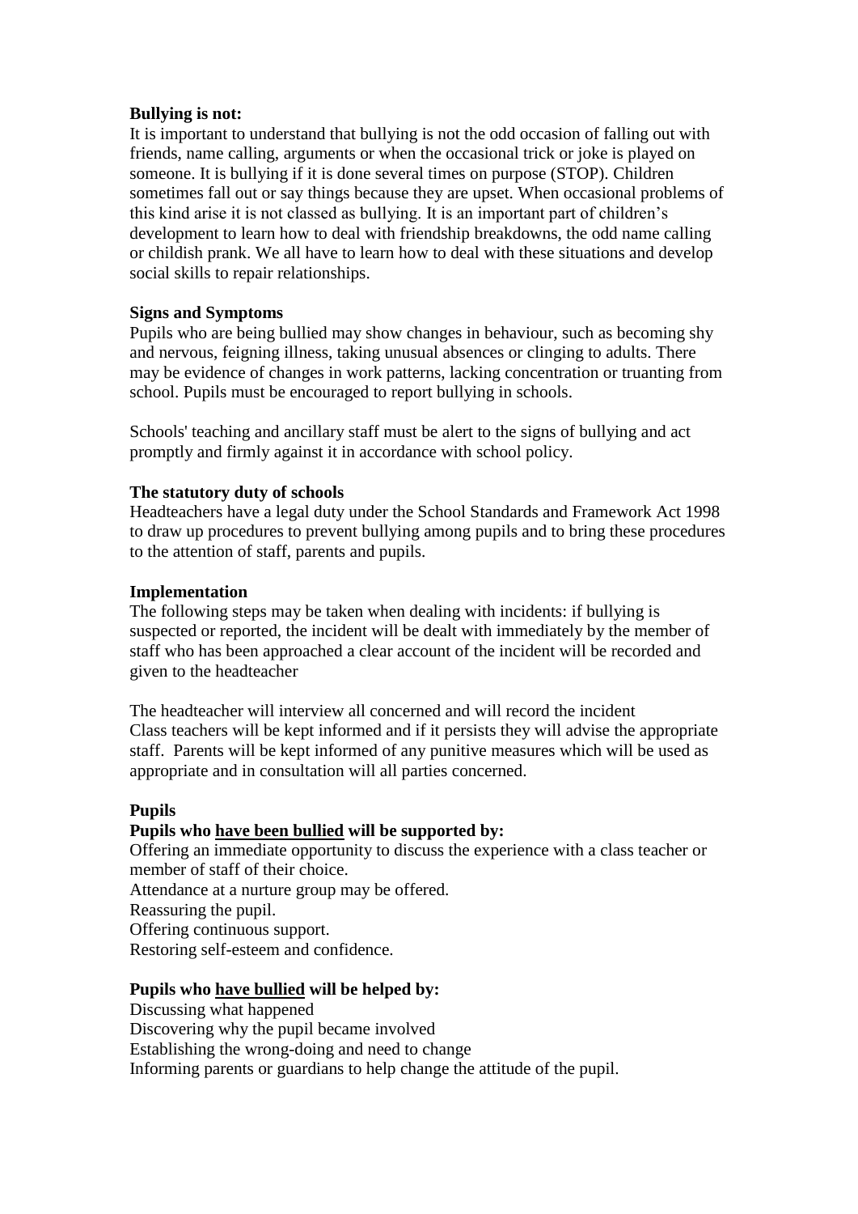**Bullying is not:**

It is important to understand that bullying is not the odd occasion of falling out with friends, name calling, arguments or when the occasional trick or joke is played on someone. It is bullying if it is done several times on purpose (STOP). Children sometimes fall out or say things because they are upset. When occasional problems of this kind arise it is not classed as bullying. It is an important part of children's development to learn how to deal with friendship breakdowns, the odd name calling or childish prank. We all have to learn how to deal with these situations and develop social skills to repair relationships.

**Signs and Symptoms**

Pupils who are being bullied may show changes in behaviour, such as becoming shy and nervous, feigning illness, taking unusual absences or clinging to adults. There may be evidence of changes in work patterns, lacking concentration or truanting from school. Pupils must be encouraged to report bullying in schools.

Schools' teaching and ancillary staff must be alert to the signs of bullying and act promptly and firmly against it in accordance with school policy.

**The statutory duty of schools**

Headteachers have a legal duty under the School Standards and Framework Act 1998 to draw up procedures to prevent bullying among pupils and to bring these procedures to the attention of staff, parents and pupils.

**Implementation**

The following steps may be taken when dealing with incidents: if bullying is suspected or reported, the incident will be dealt with immediately by the member of staff who has been approached a clear account of the incident will be recorded and given to the headteacher

The headteacher will interview all concerned and will record the incident
Class teachers will be kept informed and if it persists they will advise the appropriate staff. Parents will be kept informed of any punitive measures which will be used as appropriate and in consultation will all parties concerned.

**Pupils**

**Pupils who <u>have been bullied</u> will be supported by:**

Offering an immediate opportunity to discuss the experience with a class teacher or member of staff of their choice.
Attendance at a nurture group may be offered.
Reassuring the pupil.
Offering continuous support.
Restoring self-esteem and confidence.

**Pupils who <u>have bullied</u> will be helped by:**

Discussing what happened
Discovering why the pupil became involved
Establishing the wrong-doing and need to change
Informing parents or guardians to help change the attitude of the pupil.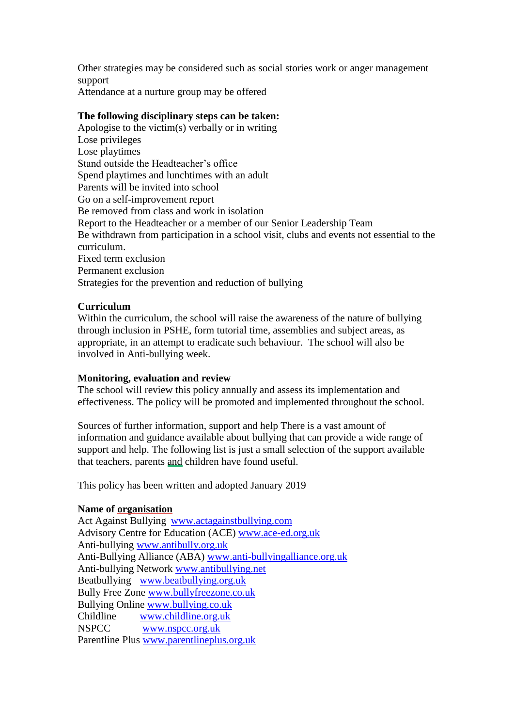Other strategies may be considered such as social stories work or anger management support

Attendance at a nurture group may be offered

**The following disciplinary steps can be taken:**

Apologise to the victim(s) verbally or in writing

Lose privileges

Lose playtimes

Stand outside the Headteacher's office

Spend playtimes and lunchtimes with an adult

Parents will be invited into school

Go on a self-improvement report

Be removed from class and work in isolation

Report to the Headteacher or a member of our Senior Leadership Team

Be withdrawn from participation in a school visit, clubs and events not essential to the curriculum.

Fixed term exclusion

Permanent exclusion

Strategies for the prevention and reduction of bullying

**Curriculum**

Within the curriculum, the school will raise the awareness of the nature of bullying through inclusion in PSHE, form tutorial time, assemblies and subject areas, as appropriate, in an attempt to eradicate such behaviour. The school will also be involved in Anti-bullying week.

**Monitoring, evaluation and review**

The school will review this policy annually and assess its implementation and effectiveness. The policy will be promoted and implemented throughout the school.

Sources of further information, support and help There is a vast amount of information and guidance available about bullying that can provide a wide range of support and help. The following list is just a small selection of the support available that teachers, parents and children have found useful.

This policy has been written and adopted January 2019

**Name of organisation**

Act Against Bullying www.actagainstbullying.com

Advisory Centre for Education (ACE) www.ace-ed.org.uk

Anti-bullying www.antibully.org.uk

Anti-Bullying Alliance (ABA) www.anti-bullyingalliance.org.uk

Anti-bullying Network www.antibullying.net

Beatbullying www.beatbullying.org.uk

Bully Free Zone www.bullyfreezone.co.uk

Bullying Online www.bullying.co.uk

Childline www.childline.org.uk

NSPCC www.nspcc.org.uk

Parentline Plus www.parentlineplus.org.uk